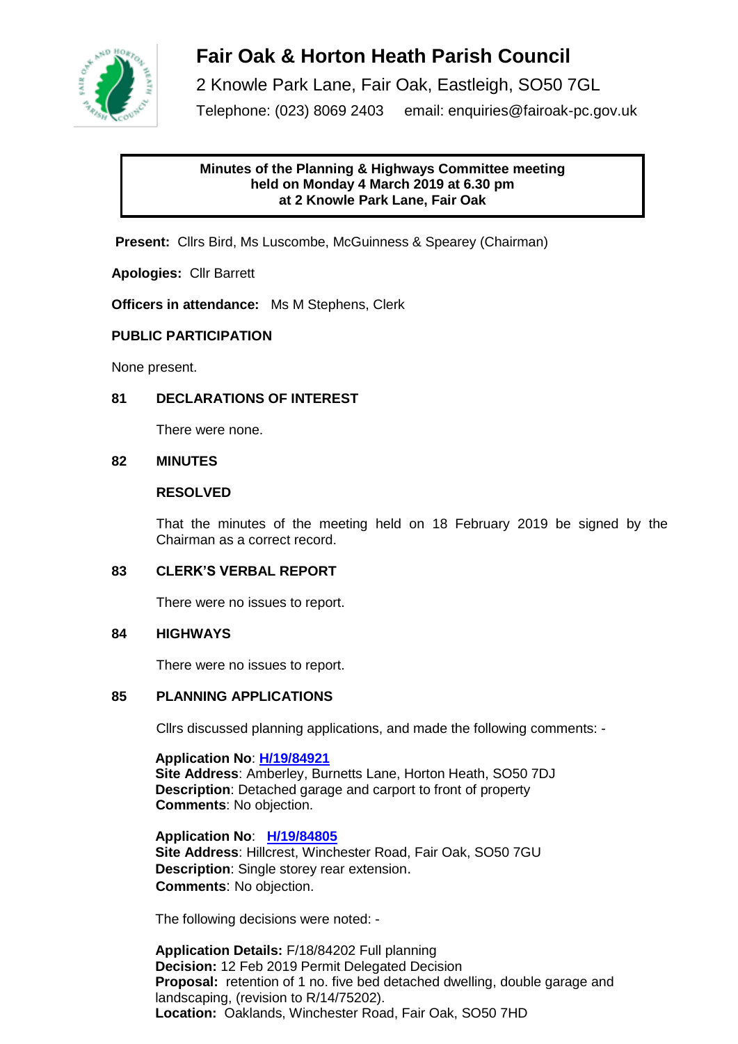# Fair Oak & Horton Heath Parish Council

2 Knowle Park Lane, Fair Oak, Eastleigh, SO50 7GL

Telephone: (023) 8069 2403 email: enquiries@fairoak-pc.gov.uk

**Minutes of the Planning & Highways Committee meeting held on Monday 4 March 2019 at 6.30 pm at 2 Knowle Park Lane, Fair Oak**

**Present:** Cllrs Bird, Ms Luscombe, McGuinness & Spearey (Chairman)

**Apologies:** Cllr Barrett

**Officers in attendance:** Ms M Stephens, Clerk

## PUBLIC PARTICIPATION

None present.

## 81 DECLARATIONS OF INTEREST

There were none.

## 82 MINUTES

**RESOLVED**

That the minutes of the meeting held on 18 February 2019 be signed by the Chairman as a correct record.

## 83 CLERK'S VERBAL REPORT

There were no issues to report.

## 84 HIGHWAYS

There were no issues to report.

## 85 PLANNING APPLICATIONS

Cllrs discussed planning applications, and made the following comments: -

**Application No**: **H/19/84921**
**Site Address**: Amberley, Burnetts Lane, Horton Heath, SO50 7DJ
**Description**: Detached garage and carport to front of property
**Comments**: No objection.

**Application No**: **H/19/84805**
**Site Address**: Hillcrest, Winchester Road, Fair Oak, SO50 7GU
**Description**: Single storey rear extension.
**Comments**: No objection.

The following decisions were noted: -

**Application Details:** F/18/84202 Full planning
**Decision:** 12 Feb 2019 Permit Delegated Decision
**Proposal:** retention of 1 no. five bed detached dwelling, double garage and landscaping, (revision to R/14/75202).
**Location:** Oaklands, Winchester Road, Fair Oak, SO50 7HD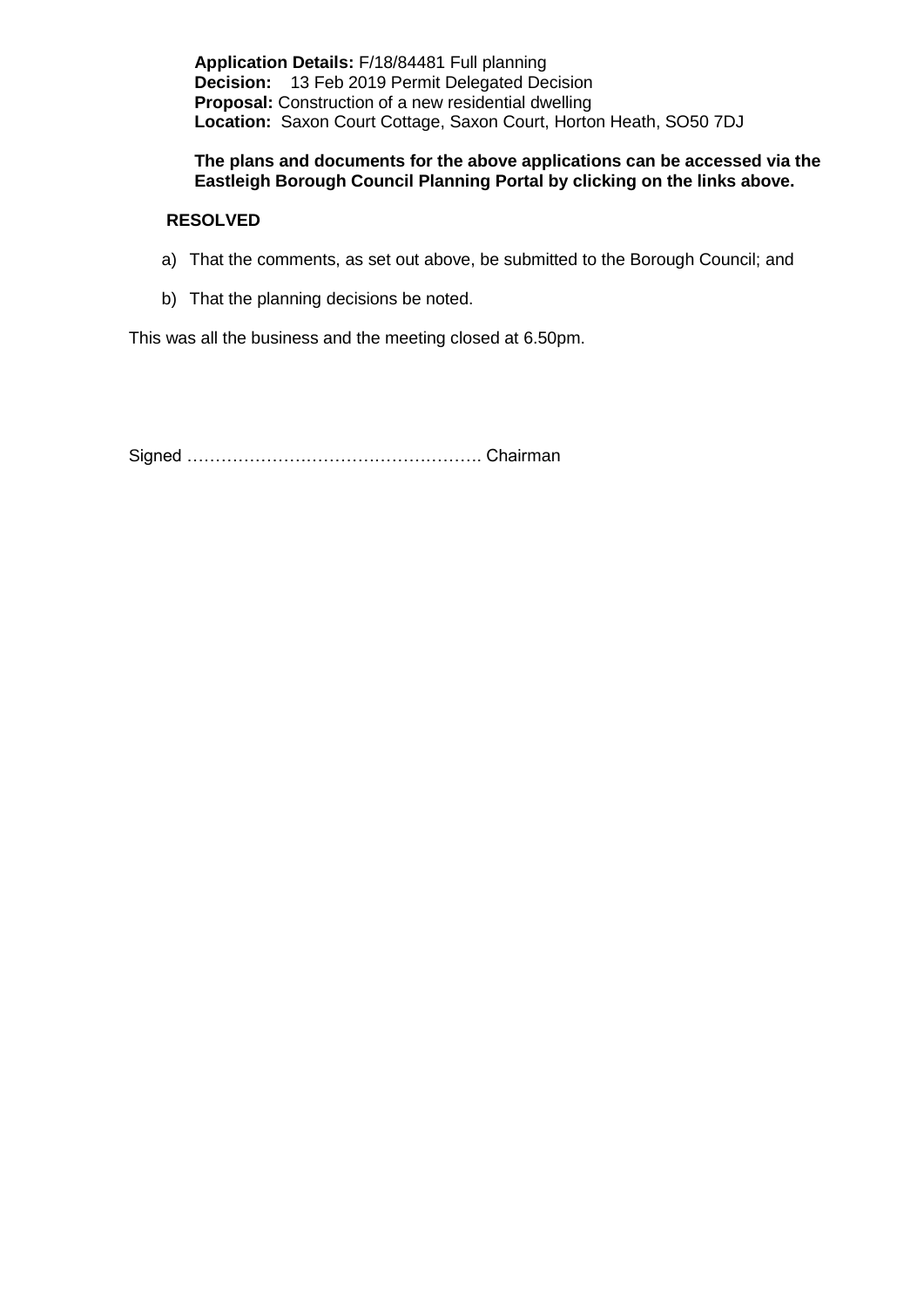**Application Details:** F/18/84481 Full planning
**Decision:** 13 Feb 2019 Permit Delegated Decision
**Proposal:** Construction of a new residential dwelling
**Location:** Saxon Court Cottage, Saxon Court, Horton Heath, SO50 7DJ

**The plans and documents for the above applications can be accessed via the Eastleigh Borough Council Planning Portal by clicking on the links above.**

**RESOLVED**

a) That the comments, as set out above, be submitted to the Borough Council; and

b) That the planning decisions be noted.

This was all the business and the meeting closed at 6.50pm.

Signed ……………………………………………. Chairman